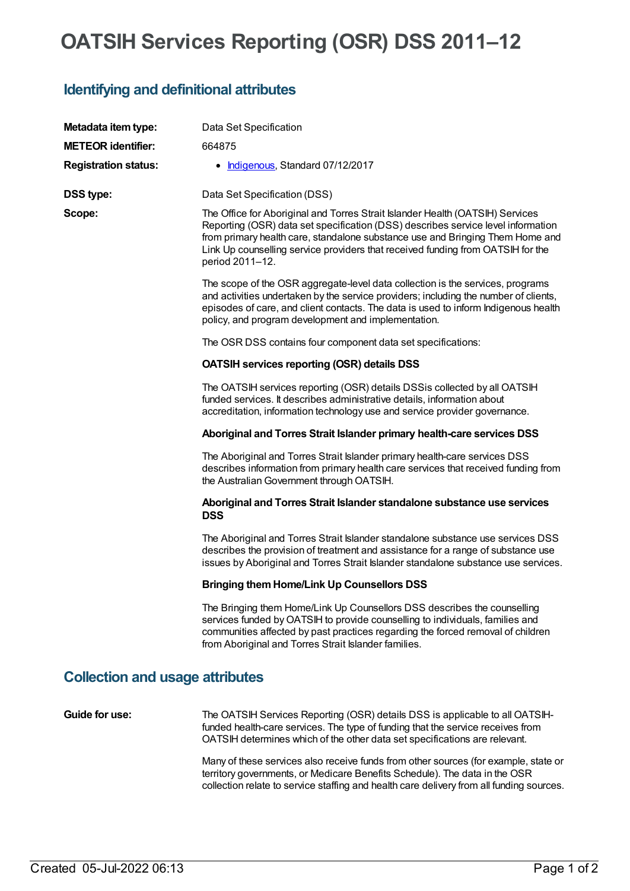# OATSIH Services Reporting (OSR) DSS 2011–12

## Identifying and definitional attributes

| | |
|---|---|
| **Metadata item type:** | Data Set Specification |
| **METEOR identifier:** | 664875 |
| **Registration status:** | • Indigenous, Standard 07/12/2017 |
| **DSS type:** | Data Set Specification (DSS) |

**Scope:**

The Office for Aboriginal and Torres Strait Islander Health (OATSIH) Services Reporting (OSR) data set specification (DSS) describes service level information from primary health care, standalone substance use and Bringing Them Home and Link Up counselling service providers that received funding from OATSIH for the period 2011–12.

The scope of the OSR aggregate-level data collection is the services, programs and activities undertaken by the service providers; including the number of clients, episodes of care, and client contacts. The data is used to inform Indigenous health policy, and program development and implementation.

The OSR DSS contains four component data set specifications:

**OATSIH services reporting (OSR) details DSS**

The OATSIH services reporting (OSR) details DSSis collected by all OATSIH funded services. It describes administrative details, information about accreditation, information technology use and service provider governance.

**Aboriginal and Torres Strait Islander primary health-care services DSS**

The Aboriginal and Torres Strait Islander primary health-care services DSS describes information from primary health care services that received funding from the Australian Government through OATSIH.

**Aboriginal and Torres Strait Islander standalone substance use services DSS**

The Aboriginal and Torres Strait Islander standalone substance use services DSS describes the provision of treatment and assistance for a range of substance use issues by Aboriginal and Torres Strait Islander standalone substance use services.

**Bringing them Home/Link Up Counsellors DSS**

The Bringing them Home/Link Up Counsellors DSS describes the counselling services funded by OATSIH to provide counselling to individuals, families and communities affected by past practices regarding the forced removal of children from Aboriginal and Torres Strait Islander families.

## Collection and usage attributes

**Guide for use:**

The OATSIH Services Reporting (OSR) details DSS is applicable to all OATSIH-funded health-care services. The type of funding that the service receives from OATSIH determines which of the other data set specifications are relevant.

Many of these services also receive funds from other sources (for example, state or territory governments, or Medicare Benefits Schedule). The data in the OSR collection relate to service staffing and health care delivery from all funding sources.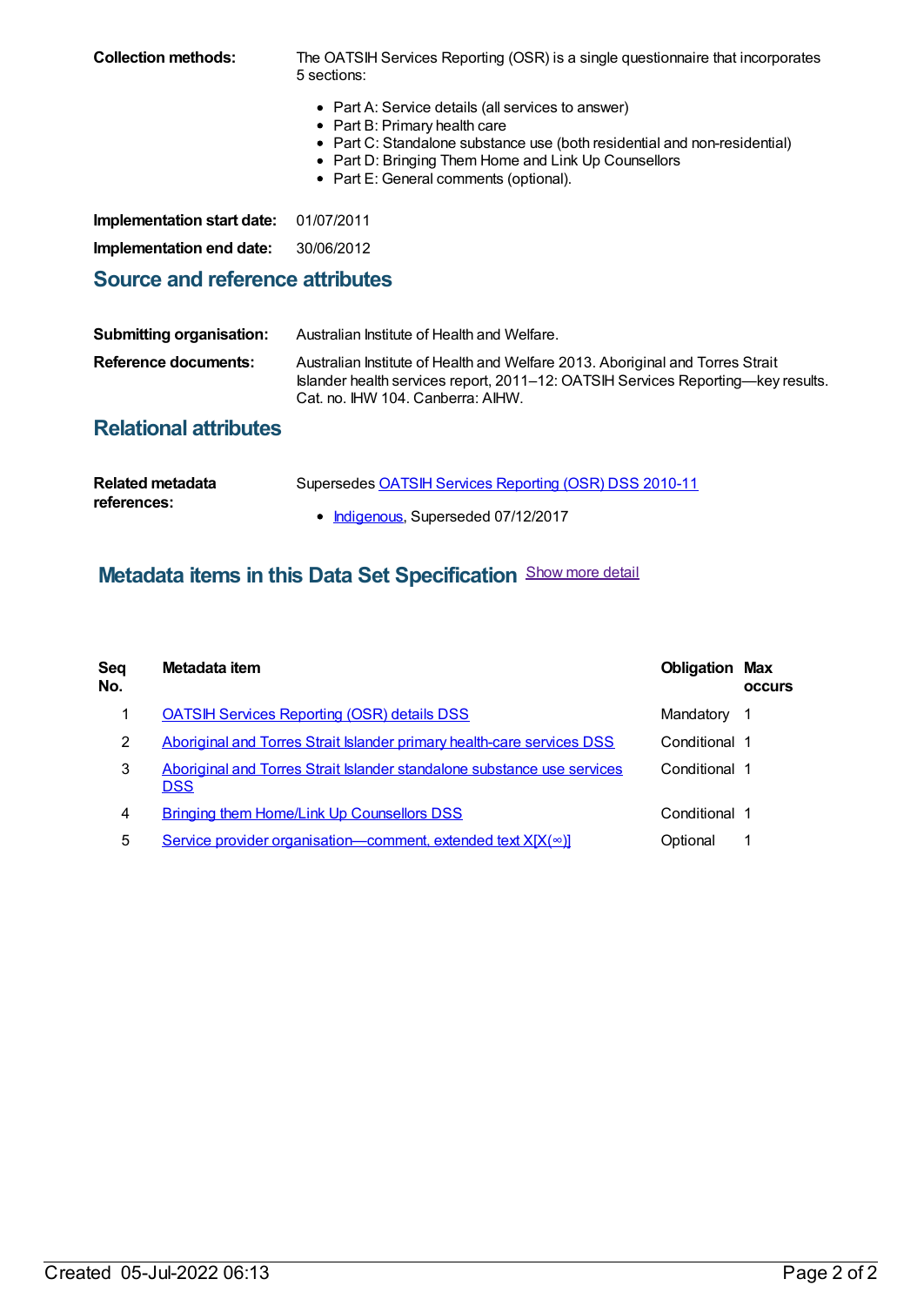**Collection methods:** The OATSIH Services Reporting (OSR) is a single questionnaire that incorporates 5 sections:

- Part A: Service details (all services to answer)
- Part B: Primary health care
- Part C: Standalone substance use (both residential and non-residential)
- Part D: Bringing Them Home and Link Up Counsellors
- Part E: General comments (optional).

**Implementation start date:** 01/07/2011

**Implementation end date:** 30/06/2012

## Source and reference attributes

**Submitting organisation:** Australian Institute of Health and Welfare.

**Reference documents:** Australian Institute of Health and Welfare 2013. Aboriginal and Torres Strait Islander health services report, 2011–12: OATSIH Services Reporting—key results. Cat. no. IHW 104. Canberra: AIHW.

## Relational attributes

**Related metadata references:** Supersedes OATSIH Services Reporting (OSR) DSS 2010-11

- Indigenous, Superseded 07/12/2017

## Metadata items in this Data Set Specification

Show more detail

| Seq No. | Metadata item | Obligation | Max occurs |
|---|---|---|---|
| 1 | OATSIH Services Reporting (OSR) details DSS | Mandatory | 1 |
| 2 | Aboriginal and Torres Strait Islander primary health-care services DSS | Conditional | 1 |
| 3 | Aboriginal and Torres Strait Islander standalone substance use services DSS | Conditional | 1 |
| 4 | Bringing them Home/Link Up Counsellors DSS | Conditional | 1 |
| 5 | Service provider organisation—comment, extended text X[X(∞)] | Optional | 1 |